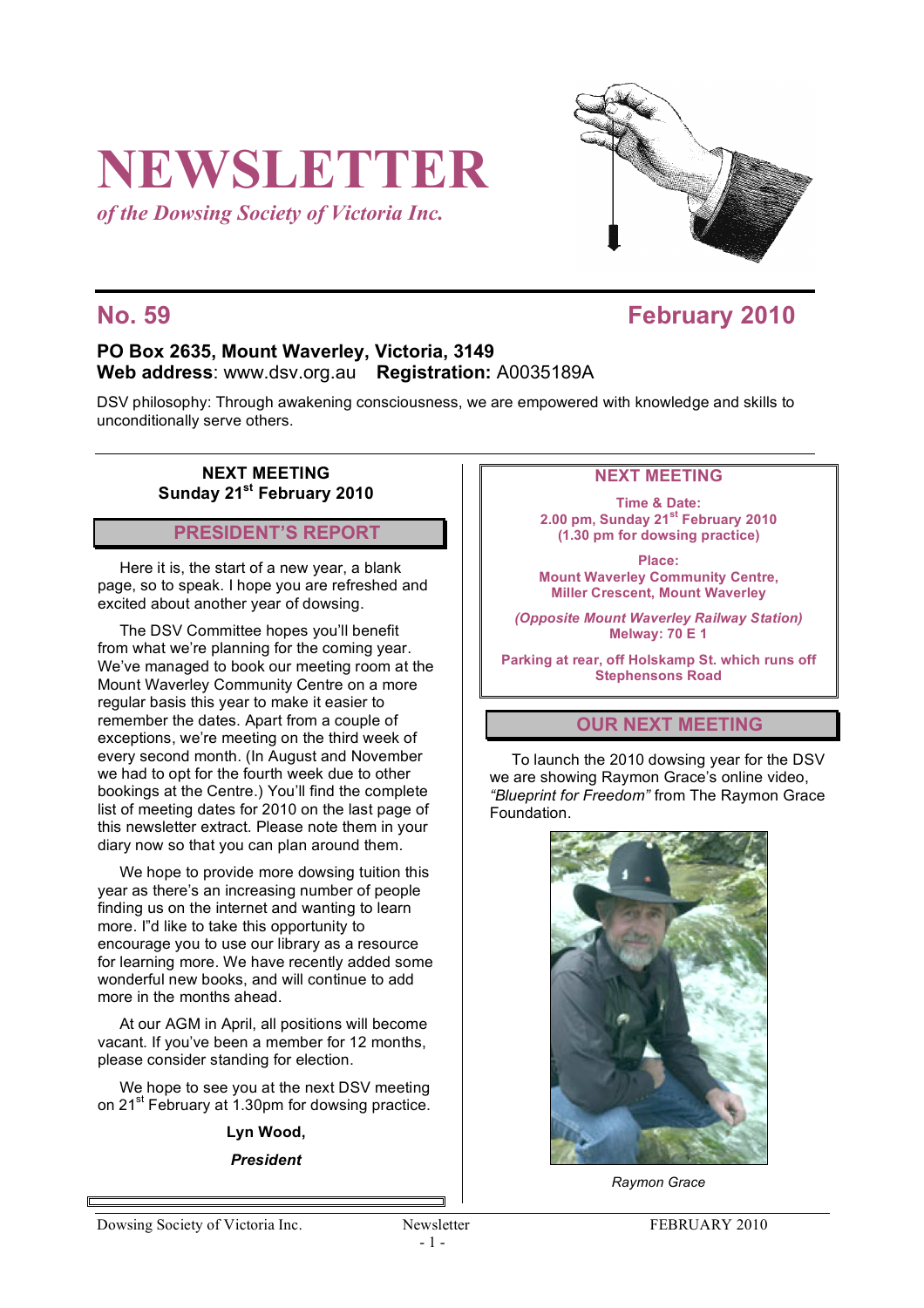# NEWSLETTER

*of the Dowsing Society of Victoria Inc.*

## No. 59 — February 2010

**PO Box 2635, Mount Waverley, Victoria, 3149**
**Web address**: www.dsv.org.au **Registration:** A0035189A

DSV philosophy: Through awakening consciousness, we are empowered with knowledge and skills to unconditionally serve others.

**NEXT MEETING**
**Sunday 21st February 2010**

## PRESIDENT'S REPORT

Here it is, the start of a new year, a blank page, so to speak. I hope you are refreshed and excited about another year of dowsing.

The DSV Committee hopes you'll benefit from what we're planning for the coming year. We've managed to book our meeting room at the Mount Waverley Community Centre on a more regular basis this year to make it easier to remember the dates. Apart from a couple of exceptions, we're meeting on the third week of every second month. (In August and November we had to opt for the fourth week due to other bookings at the Centre.) You'll find the complete list of meeting dates for 2010 on the last page of this newsletter extract. Please note them in your diary now so that you can plan around them.

We hope to provide more dowsing tuition this year as there's an increasing number of people finding us on the internet and wanting to learn more. I"d like to take this opportunity to encourage you to use our library as a resource for learning more. We have recently added some wonderful new books, and will continue to add more in the months ahead.

At our AGM in April, all positions will become vacant. If you've been a member for 12 months, please consider standing for election.

We hope to see you at the next DSV meeting on 21st February at 1.30pm for dowsing practice.

**Lyn Wood,**

***President***

## NEXT MEETING

**Time & Date:**
**2.00 pm, Sunday 21st February 2010**
**(1.30 pm for dowsing practice)**

**Place:**
**Mount Waverley Community Centre,**
**Miller Crescent, Mount Waverley**

***(Opposite Mount Waverley Railway Station)***
**Melway: 70 E 1**

**Parking at rear, off Holskamp St. which runs off Stephensons Road**

## OUR NEXT MEETING

To launch the 2010 dowsing year for the DSV we are showing Raymon Grace's online video, *"Blueprint for Freedom"* from The Raymon Grace Foundation.

*Raymon Grace*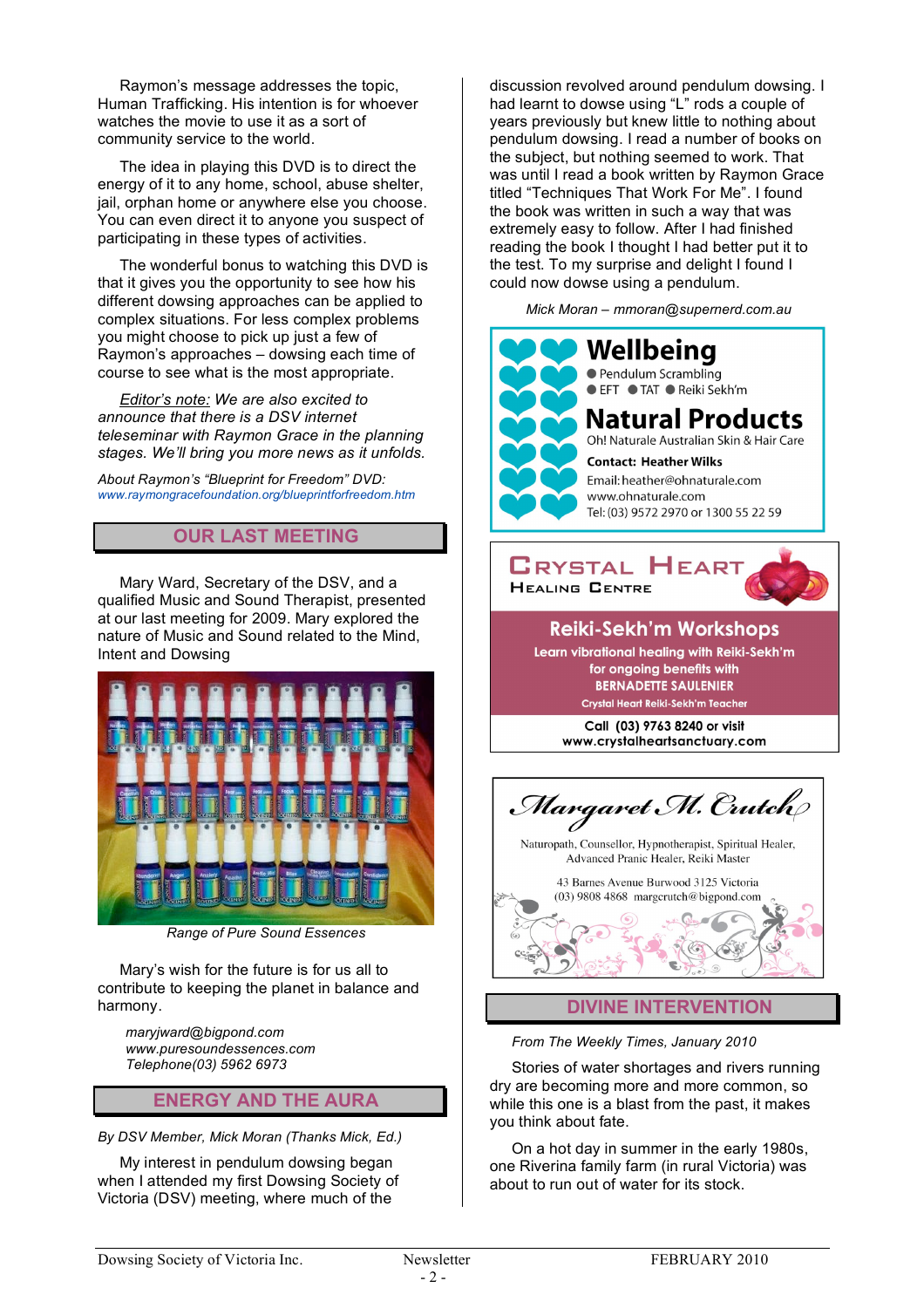Raymon's message addresses the topic, Human Trafficking. His intention is for whoever watches the movie to use it as a sort of community service to the world.

The idea in playing this DVD is to direct the energy of it to any home, school, abuse shelter, jail, orphan home or anywhere else you choose. You can even direct it to anyone you suspect of participating in these types of activities.

The wonderful bonus to watching this DVD is that it gives you the opportunity to see how his different dowsing approaches can be applied to complex situations. For less complex problems you might choose to pick up just a few of Raymon's approaches – dowsing each time of course to see what is the most appropriate.

*Editor's note: We are also excited to announce that there is a DSV internet teleseminar with Raymon Grace in the planning stages. We'll bring you more news as it unfolds.*

*About Raymon's "Blueprint for Freedom" DVD:*
*www.raymongracefoundation.org/blueprintforfreedom.htm*

## OUR LAST MEETING

Mary Ward, Secretary of the DSV, and a qualified Music and Sound Therapist, presented at our last meeting for 2009. Mary explored the nature of Music and Sound related to the Mind, Intent and Dowsing

*Range of Pure Sound Essences*

Mary's wish for the future is for us all to contribute to keeping the planet in balance and harmony.

*maryjward@bigpond.com*
*www.puresoundessences.com*
*Telephone(03) 5962 6973*

## ENERGY AND THE AURA

*By DSV Member, Mick Moran (Thanks Mick, Ed.)*

My interest in pendulum dowsing began when I attended my first Dowsing Society of Victoria (DSV) meeting, where much of the discussion revolved around pendulum dowsing. I had learnt to dowse using "L" rods a couple of years previously but knew little to nothing about pendulum dowsing. I read a number of books on the subject, but nothing seemed to work. That was until I read a book written by Raymon Grace titled "Techniques That Work For Me". I found the book was written in such a way that was extremely easy to follow. After I had finished reading the book I thought I had better put it to the test. To my surprise and delight I found I could now dowse using a pendulum.

*Mick Moran – mmoran@supernerd.com.au*

**Wellbeing**
- Pendulum Scrambling
- EFT ● TAT ● Reiki Sekh'm

**Natural Products**
Oh! Naturale Australian Skin & Hair Care
**Contact: Heather Wilks**
Email: heather@ohnaturale.com
www.ohnaturale.com
Tel: (03) 9572 2970 or 1300 55 22 59

**CRYSTAL HEART**
**HEALING CENTRE**
**Reiki-Sekh'm Workshops**
**Learn vibrational healing with Reiki-Sekh'm for ongoing benefits with BERNADETTE SAULENIER**
**Crystal Heart Reiki-Sekh'm Teacher**
**Call (03) 9763 8240 or visit www.crystalheartsanctuary.com**

**Margaret M. Crutch**
Naturopath, Counsellor, Hypnotherapist, Spiritual Healer, Advanced Pranic Healer, Reiki Master
43 Barnes Avenue Burwood 3125 Victoria
(03) 9808 4868 margcrutch@bigpond.com

## DIVINE INTERVENTION

*From The Weekly Times, January 2010*

Stories of water shortages and rivers running dry are becoming more and more common, so while this one is a blast from the past, it makes you think about fate.

On a hot day in summer in the early 1980s, one Riverina family farm (in rural Victoria) was about to run out of water for its stock.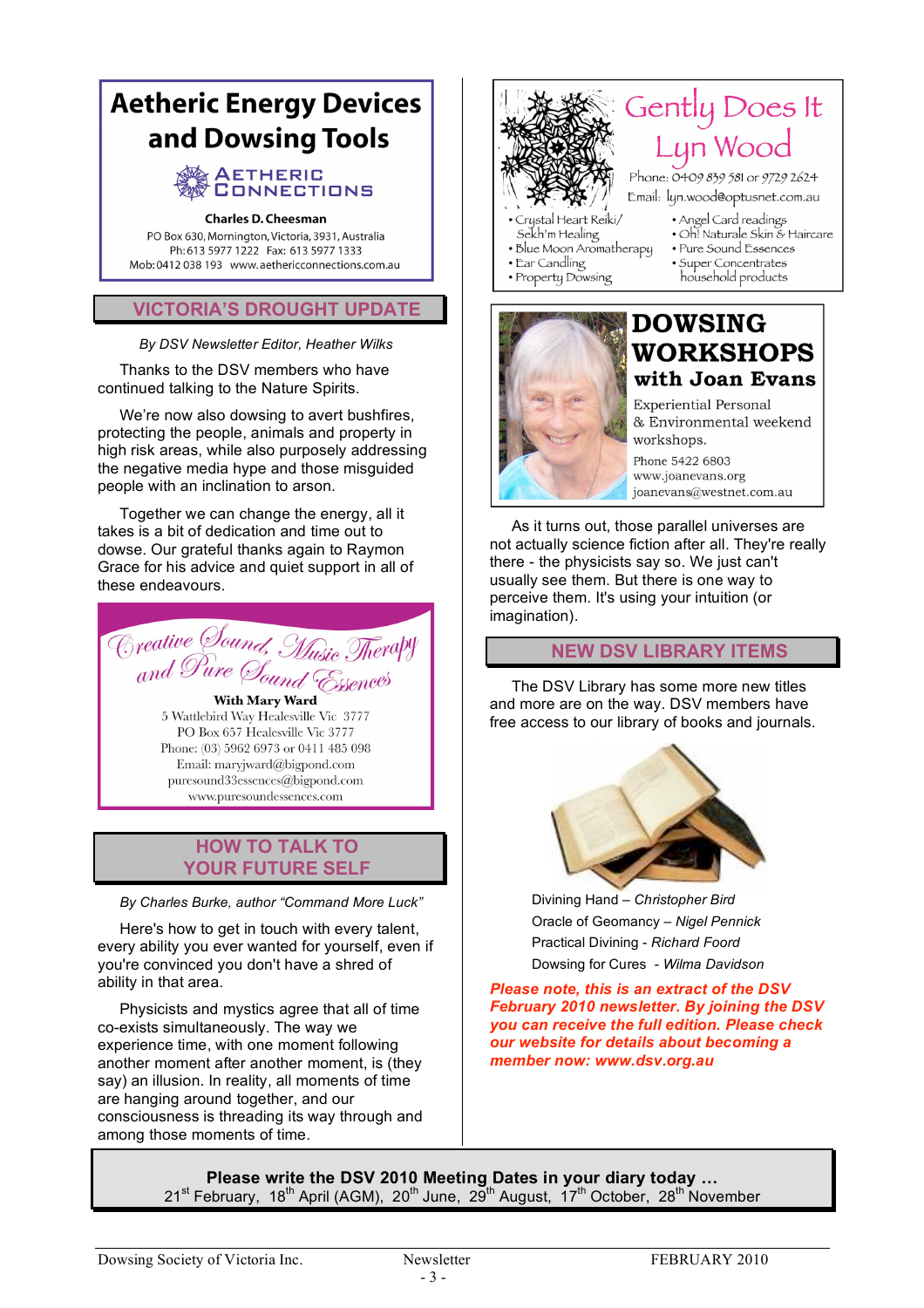## Aetheric Energy Devices and Dowsing Tools

AETHERIC CONNECTIONS

**Charles D. Cheesman**

PO Box 630, Mornington, Victoria, 3931, Australia
Ph: 613 5977 1222 Fax: 613 5977 1333
Mob: 0412 038 193 www.aethericconnections.com.au

## VICTORIA'S DROUGHT UPDATE

*By DSV Newsletter Editor, Heather Wilks*

Thanks to the DSV members who have continued talking to the Nature Spirits.

We're now also dowsing to avert bushfires, protecting the people, animals and property in high risk areas, while also purposely addressing the negative media hype and those misguided people with an inclination to arson.

Together we can change the energy, all it takes is a bit of dedication and time out to dowse. Our grateful thanks again to Raymon Grace for his advice and quiet support in all of these endeavours.

### Creative Sound, Music Therapy and Pure Sound Essences

**With Mary Ward**

5 Wattlebird Way Healesville Vic 3777
PO Box 657 Healesville Vic 3777
Phone: (03) 5962 6973 or 0411 485 098
Email: maryjward@bigpond.com
puresound33essences@bigpond.com
www.puresoundessences.com

## HOW TO TALK TO YOUR FUTURE SELF

*By Charles Burke, author "Command More Luck"*

Here's how to get in touch with every talent, every ability you ever wanted for yourself, even if you're convinced you don't have a shred of ability in that area.

Physicists and mystics agree that all of time co-exists simultaneously. The way we experience time, with one moment following another moment after another moment, is (they say) an illusion. In reality, all moments of time are hanging around together, and our consciousness is threading its way through and among those moments of time.

As it turns out, those parallel universes are not actually science fiction after all. They're really there - the physicists say so. We just can't usually see them. But there is one way to perceive them. It's using your intuition (or imagination).

### Gently Does It
### Lyn Wood

Phone: 0409 839 581 or 9729 2624
Email: lyn.wood@optusnet.com.au

- Crystal Heart Reiki/ Sekh'm Healing
- Blue Moon Aromatherapy
- Ear Candling
- Property Dowsing
- Angel Card readings
- Oh! Naturale Skin & Haircare
- Pure Sound Essences
- Super Concentrates household products

### DOWSING WORKSHOPS with Joan Evans

Experiential Personal & Environmental weekend workshops.

Phone 5422 6803
www.joanevans.org
joanevans@westnet.com.au

## NEW DSV LIBRARY ITEMS

The DSV Library has some more new titles and more are on the way. DSV members have free access to our library of books and journals.

Divining Hand – *Christopher Bird*
Oracle of Geomancy – *Nigel Pennick*
Practical Divining - *Richard Foord*
Dowsing for Cures - *Wilma Davidson*

***Please note, this is an extract of the DSV February 2010 newsletter. By joining the DSV you can receive the full edition. Please check our website for details about becoming a member now: www.dsv.org.au***

**Please write the DSV 2010 Meeting Dates in your diary today …**
21st February, 18th April (AGM), 20th June, 29th August, 17th October, 28th November